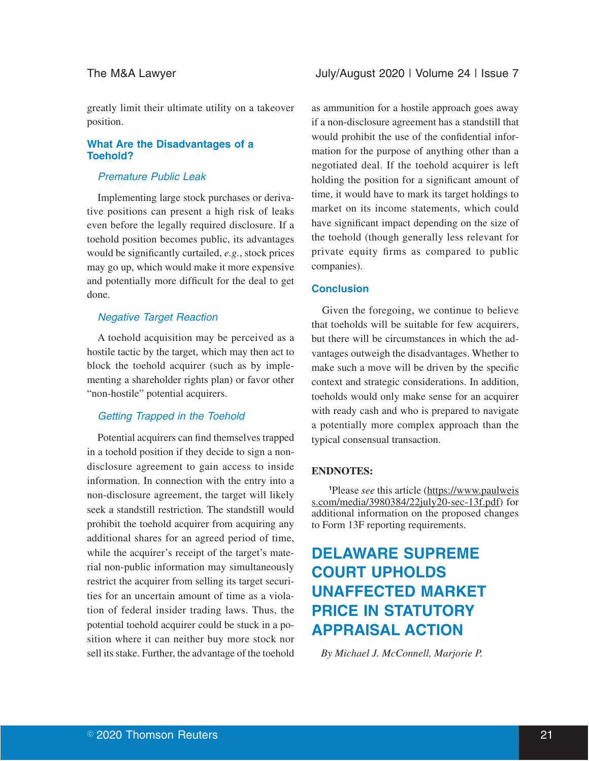greatly limit their ultimate utility on a takeover position.

## What Are the Disadvantages of a Toehold?

### *Premature Public Leak*

Implementing large stock purchases or derivative positions can present a high risk of leaks even before the legally required disclosure. If a toehold position becomes public, its advantages would be significantly curtailed, *e.g.*, stock prices may go up, which would make it more expensive and potentially more difficult for the deal to get done.

### *Negative Target Reaction*

A toehold acquisition may be perceived as a hostile tactic by the target, which may then act to block the toehold acquirer (such as by implementing a shareholder rights plan) or favor other "non-hostile" potential acquirers.

### *Getting Trapped in the Toehold*

Potential acquirers can find themselves trapped in a toehold position if they decide to sign a non-disclosure agreement to gain access to inside information. In connection with the entry into a non-disclosure agreement, the target will likely seek a standstill restriction. The standstill would prohibit the toehold acquirer from acquiring any additional shares for an agreed period of time, while the acquirer's receipt of the target's material non-public information may simultaneously restrict the acquirer from selling its target securities for an uncertain amount of time as a violation of federal insider trading laws. Thus, the potential toehold acquirer could be stuck in a position where it can neither buy more stock nor sell its stake. Further, the advantage of the toehold as ammunition for a hostile approach goes away if a non-disclosure agreement has a standstill that would prohibit the use of the confidential information for the purpose of anything other than a negotiated deal. If the toehold acquirer is left holding the position for a significant amount of time, it would have to mark its target holdings to market on its income statements, which could have significant impact depending on the size of the toehold (though generally less relevant for private equity firms as compared to public companies).

## Conclusion

Given the foregoing, we continue to believe that toeholds will be suitable for few acquirers, but there will be circumstances in which the advantages outweigh the disadvantages. Whether to make such a move will be driven by the specific context and strategic considerations. In addition, toeholds would only make sense for an acquirer with ready cash and who is prepared to navigate a potentially more complex approach than the typical consensual transaction.

**ENDNOTES:**

[1]Please *see* this article (https://www.paulweiss.com/media/3980384/22july20-sec-13f.pdf) for additional information on the proposed changes to Form 13F reporting requirements.

# DELAWARE SUPREME COURT UPHOLDS UNAFFECTED MARKET PRICE IN STATUTORY APPRAISAL ACTION

*By Michael J. McConnell, Marjorie P.*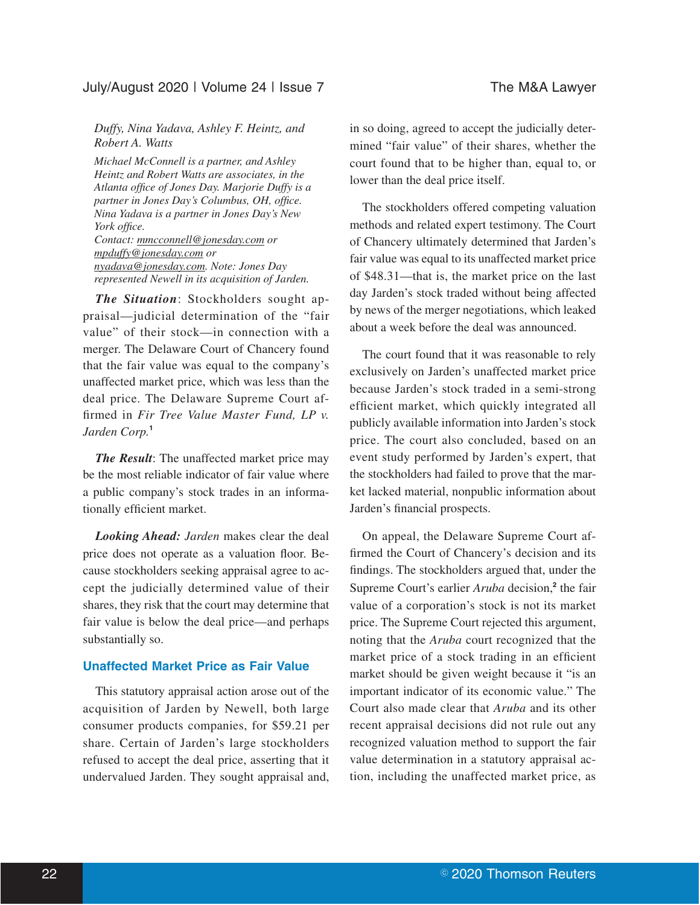*Duffy, Nina Yadava, Ashley F. Heintz, and Robert A. Watts*

*Michael McConnell is a partner, and Ashley Heintz and Robert Watts are associates, in the Atlanta office of Jones Day. Marjorie Duffy is a partner in Jones Day's Columbus, OH, office. Nina Yadava is a partner in Jones Day's New York office.*
*Contact: mmcconnell@jonesday.com or mpduffy@jonesday.com or nyadava@jonesday.com. Note: Jones Day represented Newell in its acquisition of Jarden.*

***The Situation***: Stockholders sought appraisal—judicial determination of the "fair value" of their stock—in connection with a merger. The Delaware Court of Chancery found that the fair value was equal to the company's unaffected market price, which was less than the deal price. The Delaware Supreme Court affirmed in *Fir Tree Value Master Fund, LP v. Jarden Corp.*[1]

***The Result***: The unaffected market price may be the most reliable indicator of fair value where a public company's stock trades in an informationally efficient market.

***Looking Ahead:*** *Jarden* makes clear the deal price does not operate as a valuation floor. Because stockholders seeking appraisal agree to accept the judicially determined value of their shares, they risk that the court may determine that fair value is below the deal price—and perhaps substantially so.

## Unaffected Market Price as Fair Value

This statutory appraisal action arose out of the acquisition of Jarden by Newell, both large consumer products companies, for $59.21 per share. Certain of Jarden's large stockholders refused to accept the deal price, asserting that it undervalued Jarden. They sought appraisal and, in so doing, agreed to accept the judicially determined "fair value" of their shares, whether the court found that to be higher than, equal to, or lower than the deal price itself.

The stockholders offered competing valuation methods and related expert testimony. The Court of Chancery ultimately determined that Jarden's fair value was equal to its unaffected market price of $48.31—that is, the market price on the last day Jarden's stock traded without being affected by news of the merger negotiations, which leaked about a week before the deal was announced.

The court found that it was reasonable to rely exclusively on Jarden's unaffected market price because Jarden's stock traded in a semi-strong efficient market, which quickly integrated all publicly available information into Jarden's stock price. The court also concluded, based on an event study performed by Jarden's expert, that the stockholders had failed to prove that the market lacked material, nonpublic information about Jarden's financial prospects.

On appeal, the Delaware Supreme Court affirmed the Court of Chancery's decision and its findings. The stockholders argued that, under the Supreme Court's earlier *Aruba* decision,[2] the fair value of a corporation's stock is not its market price. The Supreme Court rejected this argument, noting that the *Aruba* court recognized that the market price of a stock trading in an efficient market should be given weight because it "is an important indicator of its economic value." The Court also made clear that *Aruba* and its other recent appraisal decisions did not rule out any recognized valuation method to support the fair value determination in a statutory appraisal action, including the unaffected market price, as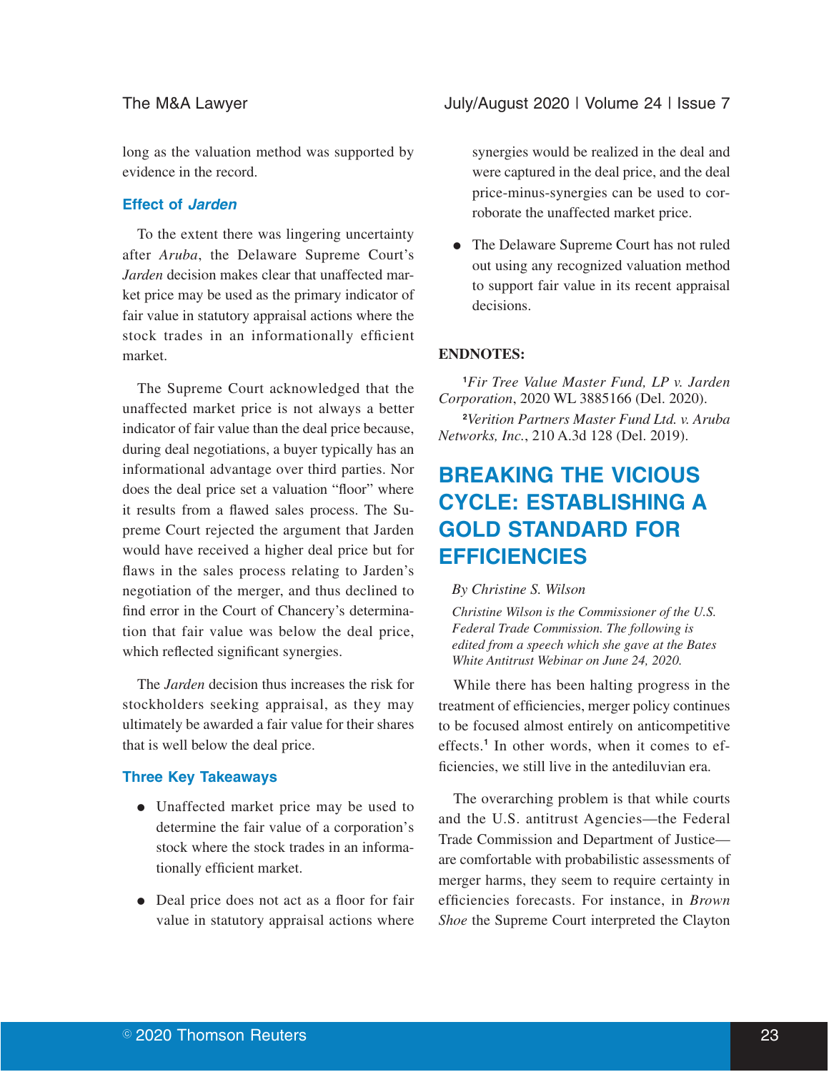long as the valuation method was supported by evidence in the record.

### Effect of *Jarden*

To the extent there was lingering uncertainty after *Aruba*, the Delaware Supreme Court's *Jarden* decision makes clear that unaffected market price may be used as the primary indicator of fair value in statutory appraisal actions where the stock trades in an informationally efficient market.

The Supreme Court acknowledged that the unaffected market price is not always a better indicator of fair value than the deal price because, during deal negotiations, a buyer typically has an informational advantage over third parties. Nor does the deal price set a valuation "floor" where it results from a flawed sales process. The Supreme Court rejected the argument that Jarden would have received a higher deal price but for flaws in the sales process relating to Jarden's negotiation of the merger, and thus declined to find error in the Court of Chancery's determination that fair value was below the deal price, which reflected significant synergies.

The *Jarden* decision thus increases the risk for stockholders seeking appraisal, as they may ultimately be awarded a fair value for their shares that is well below the deal price.

### Three Key Takeaways

- Unaffected market price may be used to determine the fair value of a corporation's stock where the stock trades in an informationally efficient market.
- Deal price does not act as a floor for fair value in statutory appraisal actions where synergies would be realized in the deal and were captured in the deal price, and the deal price-minus-synergies can be used to corroborate the unaffected market price.
- The Delaware Supreme Court has not ruled out using any recognized valuation method to support fair value in its recent appraisal decisions.

**ENDNOTES:**

[1]*Fir Tree Value Master Fund, LP v. Jarden Corporation*, 2020 WL 3885166 (Del. 2020).

[2]*Verition Partners Master Fund Ltd. v. Aruba Networks, Inc.*, 210 A.3d 128 (Del. 2019).

## BREAKING THE VICIOUS CYCLE: ESTABLISHING A GOLD STANDARD FOR EFFICIENCIES

*By Christine S. Wilson*

*Christine Wilson is the Commissioner of the U.S. Federal Trade Commission. The following is edited from a speech which she gave at the Bates White Antitrust Webinar on June 24, 2020.*

While there has been halting progress in the treatment of efficiencies, merger policy continues to be focused almost entirely on anticompetitive effects.[1] In other words, when it comes to efficiencies, we still live in the antediluvian era.

The overarching problem is that while courts and the U.S. antitrust Agencies—the Federal Trade Commission and Department of Justice—are comfortable with probabilistic assessments of merger harms, they seem to require certainty in efficiencies forecasts. For instance, in *Brown Shoe* the Supreme Court interpreted the Clayton